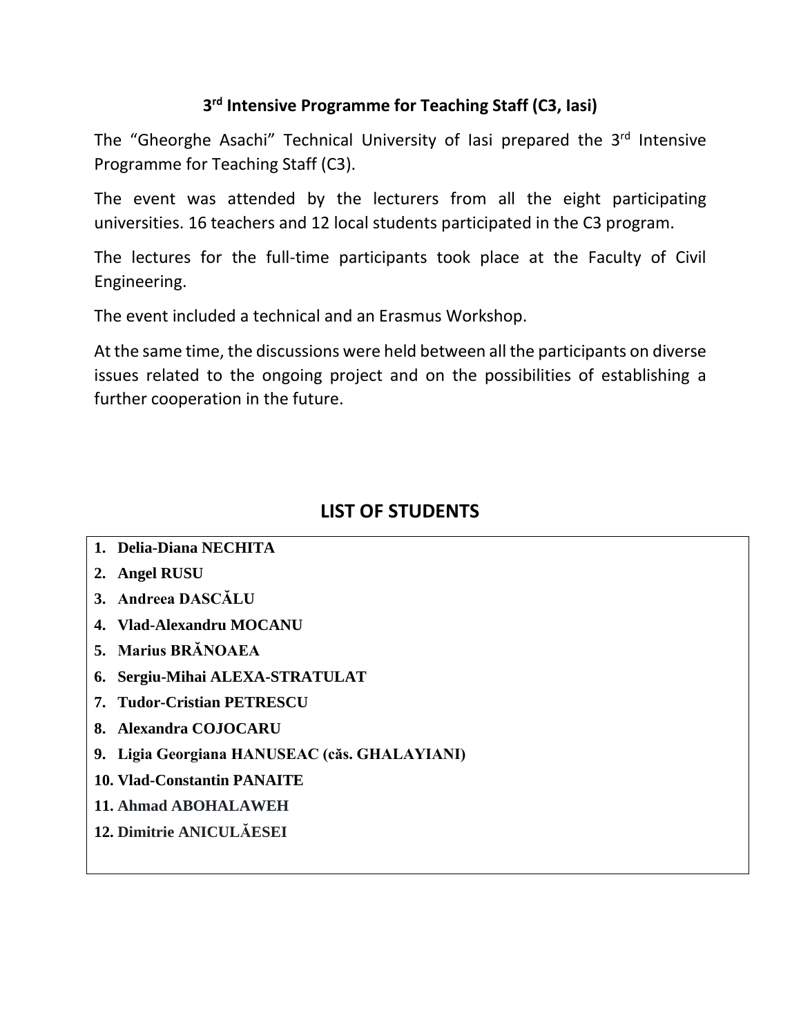# 3rd Intensive Programme for Teaching Staff (C3, Iasi)

The "Gheorghe Asachi" Technical University of Iasi prepared the 3rd Intensive Programme for Teaching Staff (C3).

The event was attended by the lecturers from all the eight participating universities. 16 teachers and 12 local students participated in the C3 program.

The lectures for the full-time participants took place at the Faculty of Civil Engineering.

The event included a technical and an Erasmus Workshop.

At the same time, the discussions were held between all the participants on diverse issues related to the ongoing project and on the possibilities of establishing a further cooperation in the future.

## LIST OF STUDENTS

1. **Delia-Diana NECHITA**
2. **Angel RUSU**
3. **Andreea DASCĂLU**
4. **Vlad-Alexandru MOCANU**
5. **Marius BRĂNOAEA**
6. **Sergiu-Mihai ALEXA-STRATULAT**
7. **Tudor-Cristian PETRESCU**
8. **Alexandra COJOCARU**
9. **Ligia Georgiana HANUSEAC (căs. GHALAYIANI)**
10. **Vlad-Constantin PANAITE**
11. **Ahmad ABOHALAWEH**
12. **Dimitrie ANICULĂESEI**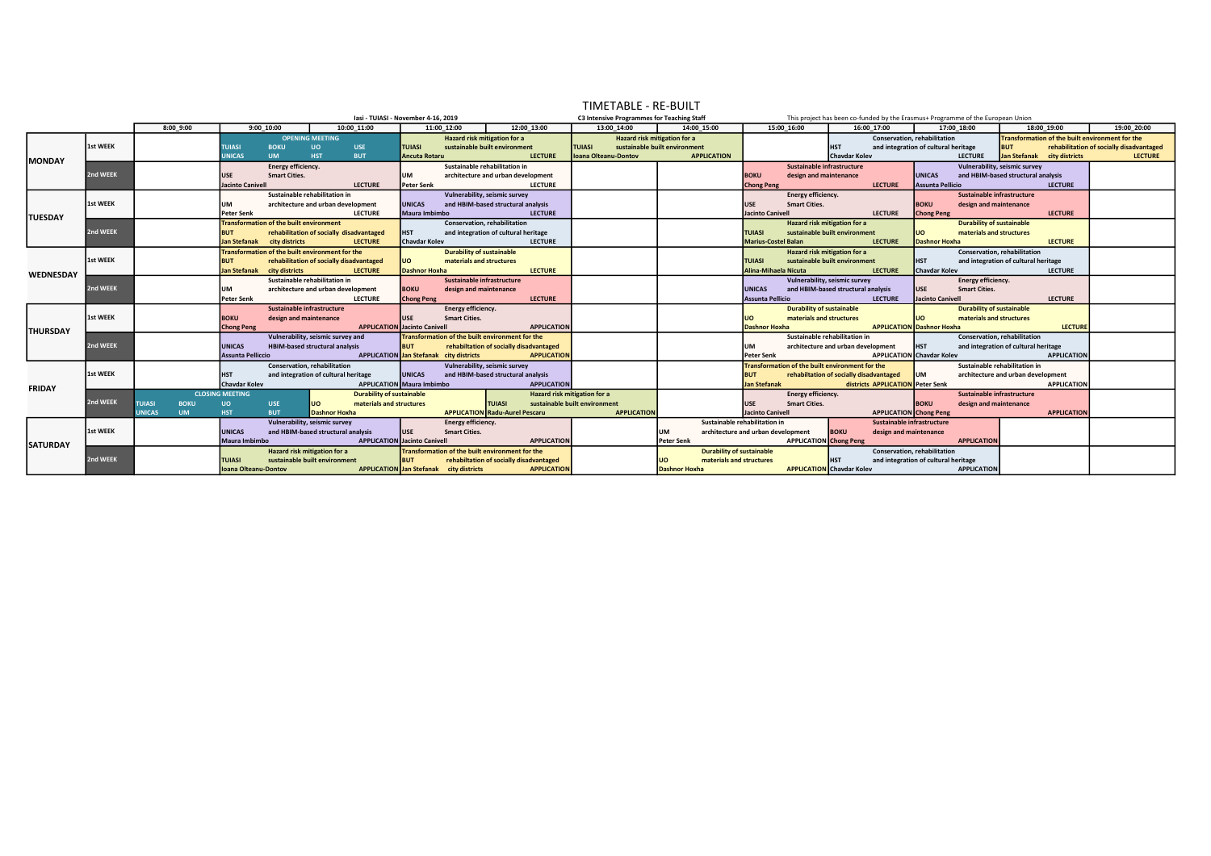# TIMETABLE - RE-BUILT

Iasi - TUIASI - November 4-16, 2019 — C3 Intensive Programmes for Teaching Staff — This project has been co-funded by the Erasmus+ Programme of the European Union

| | | 8:00_9:00 | 9:00_10:00 | 10:00_11:00 | 11:00_12:00 | 12:00_13:00 | 13:00_14:00 | 14:00_15:00 | 15:00_16:00 | 16:00_17:00 | 17:00_18:00 | 18:00_19:00 | 19:00_20:00 |
|---|---|---|---|---|---|---|---|---|---|---|---|---|---|
| MONDAY | 1st WEEK | | OPENING MEETING TUIASI BOKU UO USE UNICAS UM HST BUT | | Hazard risk mitigation for a sustainable built environment TUIASI Ancuta Rotaru LECTURE | | Hazard risk mitigation for a sustainable built environment TUIASI Ioana Olteanu-Dontov APPLICATION | | | Conservation, rehabilitation and integration of cultural heritage HST Chavdar Kolev LECTURE | | Transformation of the built environment for the rehabilitation of socially disadvantaged city districts BUT Jan Stefanak LECTURE | |
| | 2nd WEEK | | Energy efficiency. Smart Cities. USE Jacinto Canivell LECTURE | | Sustainable rehabilitation in architecture and urban development UM Peter Senk LECTURE | | | | Sustainable infrastructure design and maintenance BOKU Chong Peng LECTURE | | Vulnerability, seismic survey and HBIM-based structural analysis UNICAS Assunta Pellicio LECTURE | | |
| TUESDAY | 1st WEEK | | Sustainable rehabilitation in architecture and urban development UM Peter Senk LECTURE | | Vulnerability, seismic survey and HBIM-based structural analysis UNICAS Maura Imbimbo LECTURE | | | | Energy efficiency. Smart Cities. USE Jacinto Canivell LECTURE | | Sustainable infrastructure design and maintenance BOKU Chong Peng LECTURE | | |
| | 2nd WEEK | | Transformation of the built environment rehabilitation of socially disadvantaged city districts BUT Jan Stefanak LECTURE | | Conservation, rehabilitation and integration of cultural heritage HST Chavdar Kolev LECTURE | | | | Hazard risk mitigation for a sustainable built environment TUIASI Marius-Costel Balan LECTURE | | Durability of sustainable materials and structures UO Dashnor Hoxha LECTURE | | |
| WEDNESDAY | 1st WEEK | | Transformation of the built environment for the rehabilitation of socially disadvantaged city districts BUT Jan Stefanak LECTURE | | Durability of sustainable materials and structures UO Dashnor Hoxha LECTURE | | | | Hazard risk mitigation for a sustainable built environment TUIASI Alina-Mihaela Nicuta LECTURE | | Conservation, rehabilitation and integration of cultural heritage HST Chavdar Kolev LECTURE | | |
| | 2nd WEEK | | Sustainable rehabilitation in architecture and urban development UM Peter Senk LECTURE | | Sustainable infrastructure design and maintenance BOKU Chong Peng LECTURE | | | | Vulnerability, seismic survey and HBIM-based structural analysis UNICAS Assunta Pellicio LECTURE | | Energy efficiency. Smart Cities. USE Jacinto Canivell LECTURE | | |
| THURSDAY | 1st WEEK | | Sustainable infrastructure design and maintenance BOKU Chong Peng APPLICATION | | Energy efficiency. Smart Cities. USE Jacinto Canivell APPLICATION | | | | Durability of sustainable materials and structures UO Dashnor Hoxha APPLICATION | | Durability of sustainable materials and structures UO Dashnor Hoxha LECTURE | | |
| | 2nd WEEK | | Vulnerability, seismic survey and HBIM-based structural analysis UNICAS Assunta Pelliccio APPLICATION | | Transformation of the built environment for the rehabiltation of socially disadvantaged city districts BUT Jan Stefanak APPLICATION | | | | Sustainable rehabilitation in architecture and urban development UM Peter Senk APPLICATION | | Conservation, rehabilitation and integration of cultural heritage HST Chavdar Kolev APPLICATION | | |
| FRIDAY | 1st WEEK | | Conservation, rehabilitation and integration of cultural heritage HST Chavdar Kolev APPLICATION | | Vulnerability, seismic survey and HBIM-based structural analysis UNICAS Maura Imbimbo APPLICATION | | | | Transformation of the built environment for the rehabiltation of socially disadvantaged districts BUT Jan Stefanak APPLICATION | | Sustainable rehabilitation in architecture and urban development UM Peter Senk APPLICATION | | |
| | 2nd WEEK | CLOSING MEETING TUIASI BOKU UO USE UNICAS UM HST BUT | | Durability of sustainable materials and structures UO Dashnor Hoxha APPLICATION | | Hazard risk mitigation for a sustainable built environment TUIASI Radu-Aurel Pescaru APPLICATION | | | Energy efficiency. Smart Cities. USE Jacinto Canivell APPLICATION | | Sustainable infrastructure design and maintenance BOKU Chong Peng APPLICATION | | |
| SATURDAY | 1st WEEK | | Vulnerability, seismic survey and HBIM-based structural analysis UNICAS Maura Imbimbo APPLICATION | | Energy efficiency. Smart Cities. USE Jacinto Canivell APPLICATION | | | Sustainable rehabilitation in architecture and urban development UM Peter Senk APPLICATION | | Sustainable infrastructure design and maintenance BOKU Chong Peng APPLICATION | | | |
| | 2nd WEEK | | Hazard risk mitigation for a sustainable built environment TUIASI Ioana Olteanu-Dontov APPLICATION | | Transformation of the built environment for the rehabiltation of socially disadvantaged city districts BUT Jan Stefanak APPLICATION | | | Durability of sustainable materials and structures UO Dashnor Hoxha APPLICATION | | Conservation, rehabilitation and integration of cultural heritage HST Chavdar Kolev APPLICATION | | | |